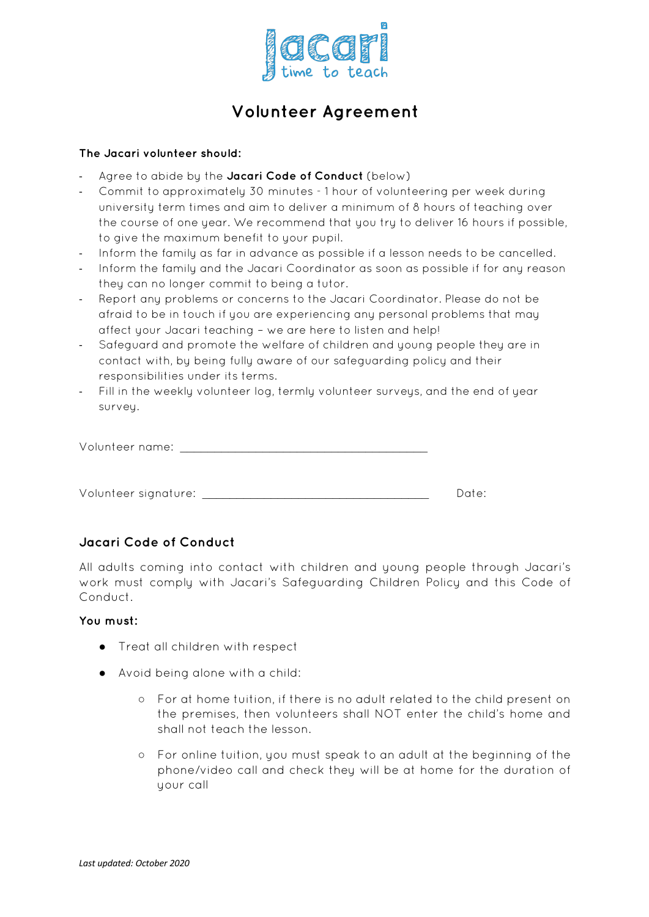Jacari
time to teach

# Volunteer Agreement

**The Jacari volunteer should:**

- Agree to abide by the **Jacari Code of Conduct** (below)
- Commit to approximately 30 minutes - 1 hour of volunteering per week during university term times and aim to deliver a minimum of 8 hours of teaching over the course of one year. We recommend that you try to deliver 16 hours if possible, to give the maximum benefit to your pupil.
- Inform the family as far in advance as possible if a lesson needs to be cancelled.
- Inform the family and the Jacari Coordinator as soon as possible if for any reason they can no longer commit to being a tutor.
- Report any problems or concerns to the Jacari Coordinator. Please do not be afraid to be in touch if you are experiencing any personal problems that may affect your Jacari teaching – we are here to listen and help!
- Safeguard and promote the welfare of children and young people they are in contact with, by being fully aware of our safeguarding policy and their responsibilities under its terms.
- Fill in the weekly volunteer log, termly volunteer surveys, and the end of year survey.

Volunteer name: ___________________________________________

Volunteer signature: _______________________________________ Date:

## Jacari Code of Conduct

All adults coming into contact with children and young people through Jacari's work must comply with Jacari's Safeguarding Children Policy and this Code of Conduct.

**You must:**

- Treat all children with respect
- Avoid being alone with a child:
  - For at home tuition, if there is no adult related to the child present on the premises, then volunteers shall NOT enter the child's home and shall not teach the lesson.
  - For online tuition, you must speak to an adult at the beginning of the phone/video call and check they will be at home for the duration of your call

*Last updated: October 2020*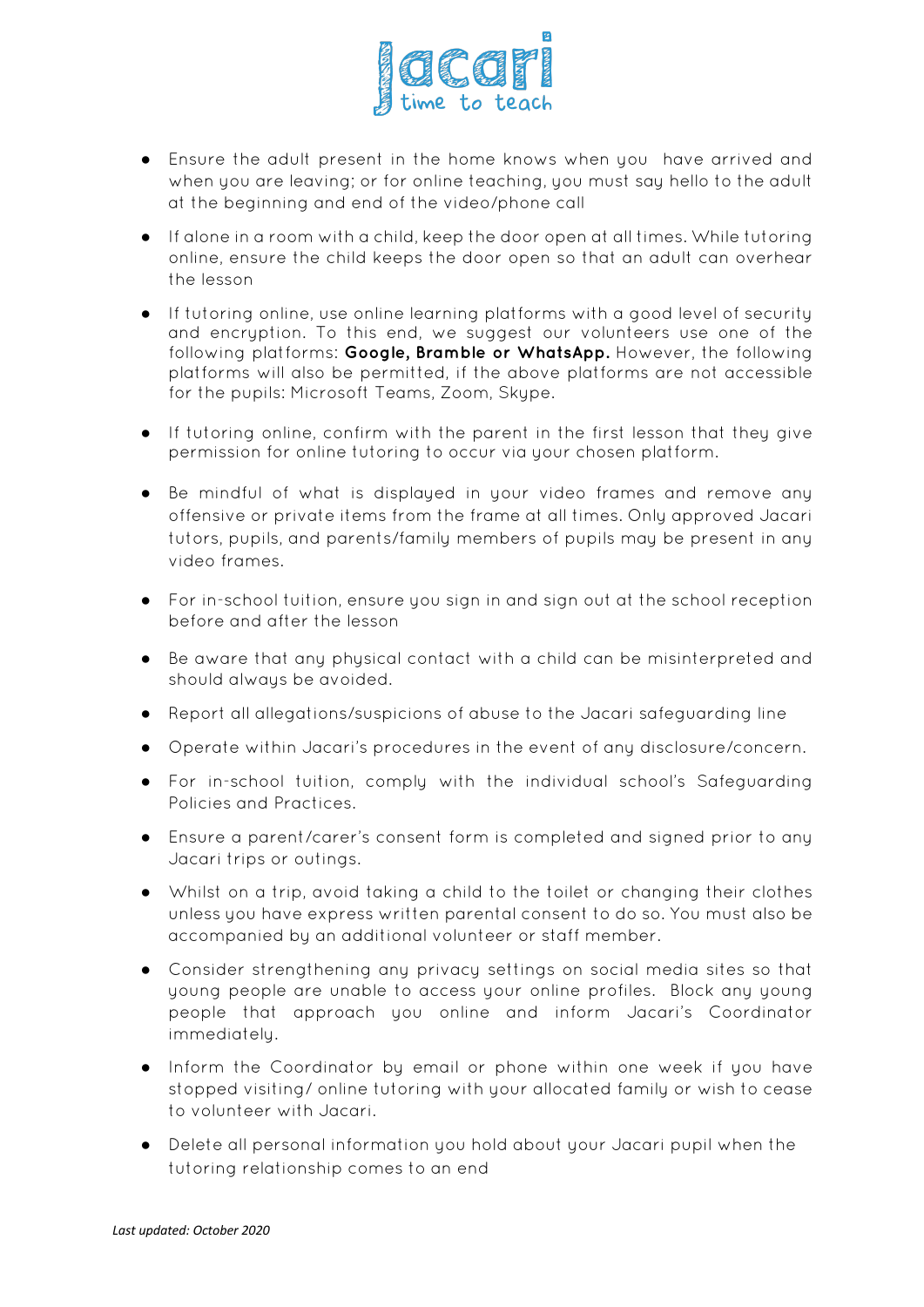- Ensure the adult present in the home knows when you have arrived and when you are leaving; or for online teaching, you must say hello to the adult at the beginning and end of the video/phone call
- If alone in a room with a child, keep the door open at all times. While tutoring online, ensure the child keeps the door open so that an adult can overhear the lesson
- If tutoring online, use online learning platforms with a good level of security and encryption. To this end, we suggest our volunteers use one of the following platforms: **Google, Bramble or WhatsApp.** However, the following platforms will also be permitted, if the above platforms are not accessible for the pupils: Microsoft Teams, Zoom, Skype.
- If tutoring online, confirm with the parent in the first lesson that they give permission for online tutoring to occur via your chosen platform.
- Be mindful of what is displayed in your video frames and remove any offensive or private items from the frame at all times. Only approved Jacari tutors, pupils, and parents/family members of pupils may be present in any video frames.
- For in-school tuition, ensure you sign in and sign out at the school reception before and after the lesson
- Be aware that any physical contact with a child can be misinterpreted and should always be avoided.
- Report all allegations/suspicions of abuse to the Jacari safeguarding line
- Operate within Jacari's procedures in the event of any disclosure/concern.
- For in-school tuition, comply with the individual school's Safeguarding Policies and Practices.
- Ensure a parent/carer's consent form is completed and signed prior to any Jacari trips or outings.
- Whilst on a trip, avoid taking a child to the toilet or changing their clothes unless you have express written parental consent to do so. You must also be accompanied by an additional volunteer or staff member.
- Consider strengthening any privacy settings on social media sites so that young people are unable to access your online profiles. Block any young people that approach you online and inform Jacari's Coordinator immediately.
- Inform the Coordinator by email or phone within one week if you have stopped visiting/ online tutoring with your allocated family or wish to cease to volunteer with Jacari.
- Delete all personal information you hold about your Jacari pupil when the tutoring relationship comes to an end

*Last updated: October 2020*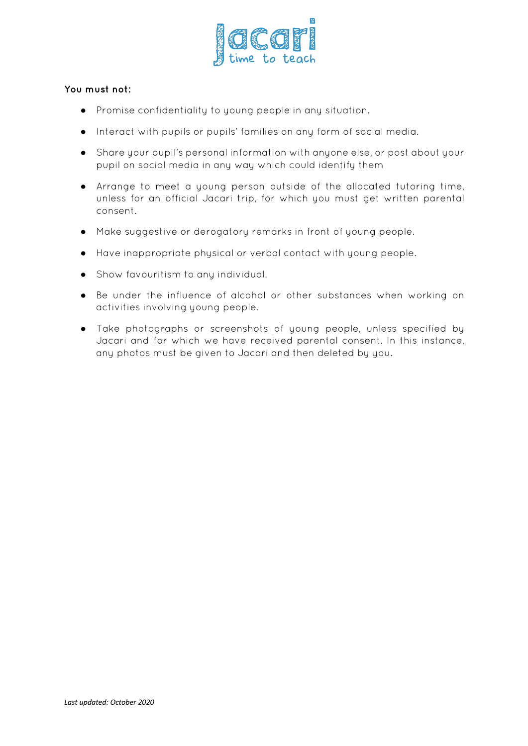**You must not:**

- Promise confidentiality to young people in any situation.
- Interact with pupils or pupils' families on any form of social media.
- Share your pupil's personal information with anyone else, or post about your pupil on social media in any way which could identify them
- Arrange to meet a young person outside of the allocated tutoring time, unless for an official Jacari trip, for which you must get written parental consent.
- Make suggestive or derogatory remarks in front of young people.
- Have inappropriate physical or verbal contact with young people.
- Show favouritism to any individual.
- Be under the influence of alcohol or other substances when working on activities involving young people.
- Take photographs or screenshots of young people, unless specified by Jacari and for which we have received parental consent. In this instance, any photos must be given to Jacari and then deleted by you.

*Last updated: October 2020*